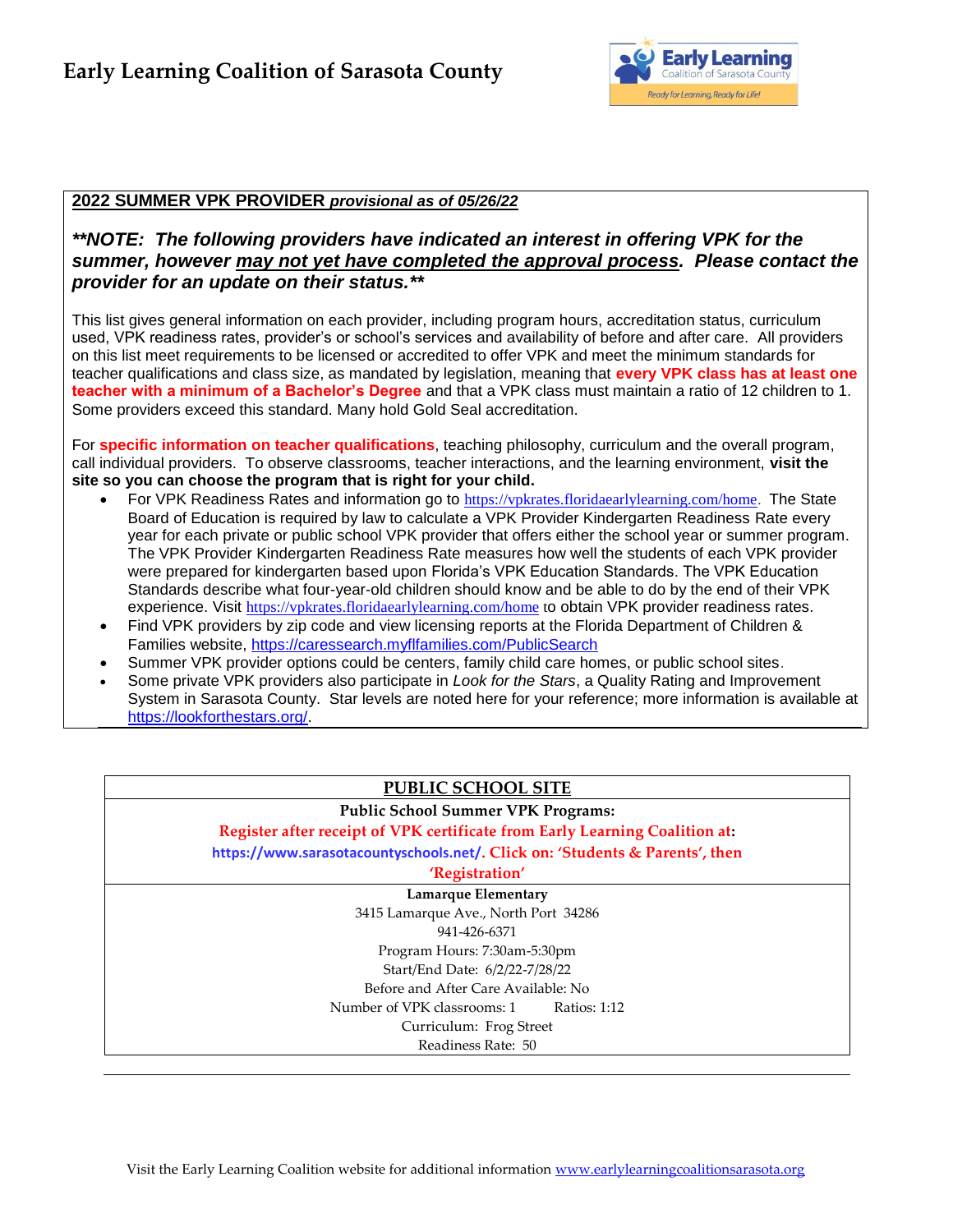# Early Learning Coalition of Sarasota County

**2022 SUMMER VPK PROVIDER** ***provisional as of 05/26/22***

***\*\*NOTE: The following providers have indicated an interest in offering VPK for the summer, however may not yet have completed the approval process. Please contact the provider for an update on their status.\*\****

This list gives general information on each provider, including program hours, accreditation status, curriculum used, VPK readiness rates, provider's or school's services and availability of before and after care. All providers on this list meet requirements to be licensed or accredited to offer VPK and meet the minimum standards for teacher qualifications and class size, as mandated by legislation, meaning that **every VPK class has at least one teacher with a minimum of a Bachelor's Degree** and that a VPK class must maintain a ratio of 12 children to 1. Some providers exceed this standard. Many hold Gold Seal accreditation.

For **specific information on teacher qualifications**, teaching philosophy, curriculum and the overall program, call individual providers. To observe classrooms, teacher interactions, and the learning environment, **visit the site so you can choose the program that is right for your child.**

- For VPK Readiness Rates and information go to https://vpkrates.floridaearlylearning.com/home. The State Board of Education is required by law to calculate a VPK Provider Kindergarten Readiness Rate every year for each private or public school VPK provider that offers either the school year or summer program. The VPK Provider Kindergarten Readiness Rate measures how well the students of each VPK provider were prepared for kindergarten based upon Florida's VPK Education Standards. The VPK Education Standards describe what four-year-old children should know and be able to do by the end of their VPK experience. Visit https://vpkrates.floridaearlylearning.com/home to obtain VPK provider readiness rates.
- Find VPK providers by zip code and view licensing reports at the Florida Department of Children & Families website, https://caressearch.myflfamilies.com/PublicSearch
- Summer VPK provider options could be centers, family child care homes, or public school sites.
- Some private VPK providers also participate in *Look for the Stars*, a Quality Rating and Improvement System in Sarasota County. Star levels are noted here for your reference; more information is available at https://lookforthestars.org/.

## PUBLIC SCHOOL SITE

**Public School Summer VPK Programs:**

**Register after receipt of VPK certificate from Early Learning Coalition at: https://www.sarasotacountyschools.net/. Click on: 'Students & Parents', then 'Registration'**

**Lamarque Elementary**
3415 Lamarque Ave., North Port 34286
941-426-6371
Program Hours: 7:30am-5:30pm
Start/End Date: 6/2/22-7/28/22
Before and After Care Available: No
Number of VPK classrooms: 1 Ratios: 1:12
Curriculum: Frog Street
Readiness Rate: 50

Visit the Early Learning Coalition website for additional information www.earlylearningcoalitionsarasota.org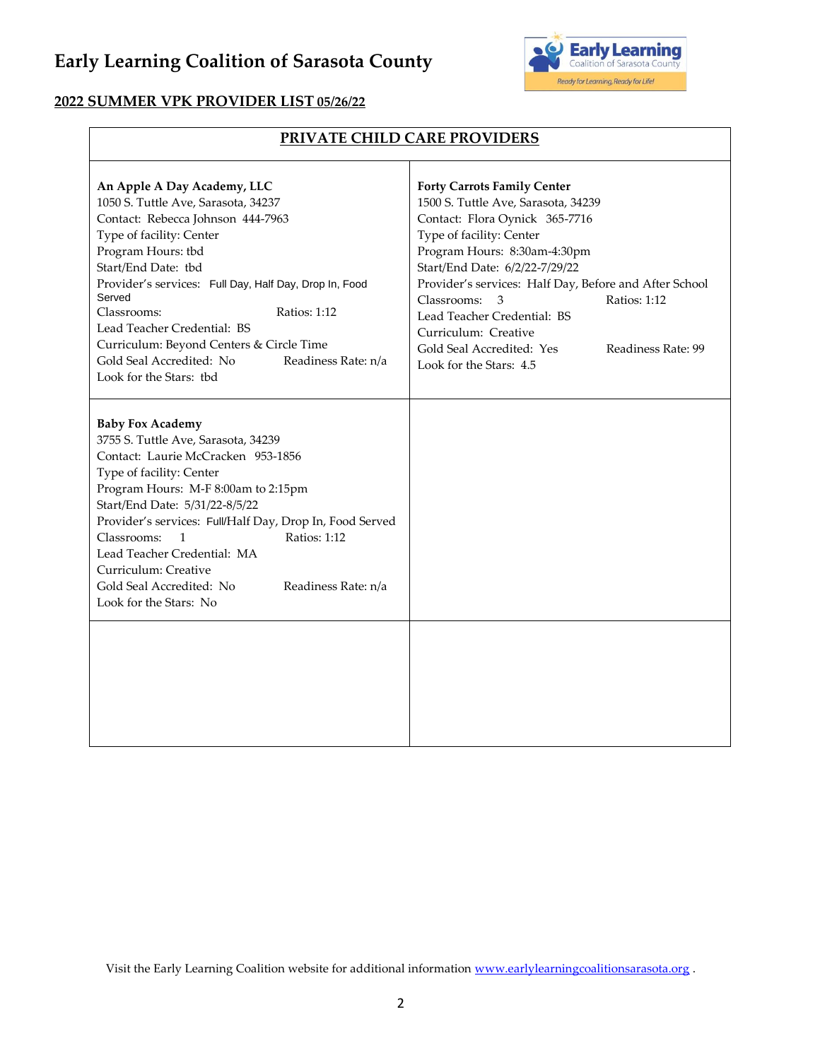# Early Learning Coalition of Sarasota County

## 2022 SUMMER VPK PROVIDER LIST 05/26/22

### PRIVATE CHILD CARE PROVIDERS

**An Apple A Day Academy, LLC**
1050 S. Tuttle Ave, Sarasota, 34237
Contact: Rebecca Johnson 444-7963
Type of facility: Center
Program Hours: tbd
Start/End Date: tbd
Provider's services: Full Day, Half Day, Drop In, Food Served
Classrooms: Ratios: 1:12
Lead Teacher Credential: BS
Curriculum: Beyond Centers & Circle Time
Gold Seal Accredited: No Readiness Rate: n/a
Look for the Stars: tbd

**Forty Carrots Family Center**
1500 S. Tuttle Ave, Sarasota, 34239
Contact: Flora Oynick 365-7716
Type of facility: Center
Program Hours: 8:30am-4:30pm
Start/End Date: 6/2/22-7/29/22
Provider's services: Half Day, Before and After School
Classrooms: 3 Ratios: 1:12
Lead Teacher Credential: BS
Curriculum: Creative
Gold Seal Accredited: Yes Readiness Rate: 99
Look for the Stars: 4.5

**Baby Fox Academy**
3755 S. Tuttle Ave, Sarasota, 34239
Contact: Laurie McCracken 953-1856
Type of facility: Center
Program Hours: M-F 8:00am to 2:15pm
Start/End Date: 5/31/22-8/5/22
Provider's services: Full/Half Day, Drop In, Food Served
Classrooms: 1 Ratios: 1:12
Lead Teacher Credential: MA
Curriculum: Creative
Gold Seal Accredited: No Readiness Rate: n/a
Look for the Stars: No

Visit the Early Learning Coalition website for additional information www.earlylearningcoalitionsarasota.org .